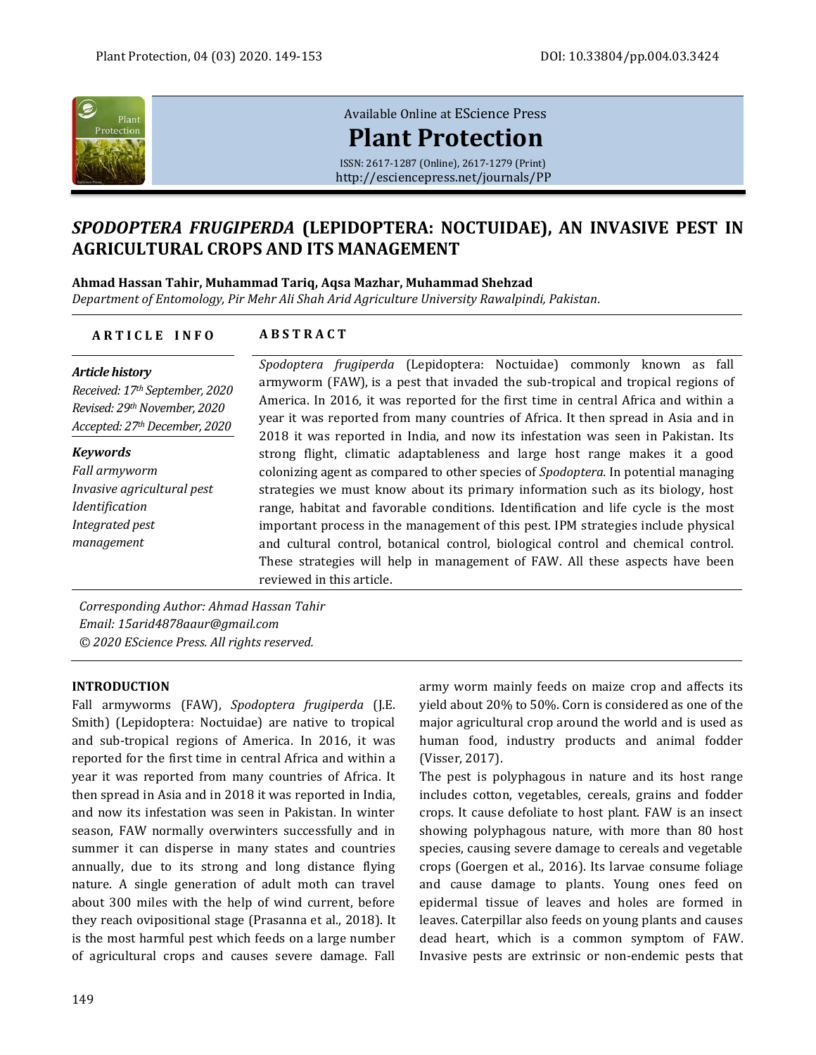Available Online at EScience Press

# Plant Protection

ISSN: 2617-1287 (Online), 2617-1279 (Print)
http://esciencepress.net/journals/PP

# *SPODOPTERA FRUGIPERDA* (LEPIDOPTERA: NOCTUIDAE), AN INVASIVE PEST IN AGRICULTURAL CROPS AND ITS MANAGEMENT

**Ahmad Hassan Tahir, Muhammad Tariq, Aqsa Mazhar, Muhammad Shehzad**

*Department of Entomology, Pir Mehr Ali Shah Arid Agriculture University Rawalpindi, Pakistan.*

**ARTICLE INFO**

***Article history***

*Received: 17th September, 2020*
*Revised: 29th November, 2020*
*Accepted: 27th December, 2020*

***Keywords***

*Fall armyworm*
*Invasive agricultural pest*
*Identification*
*Integrated pest management*

**ABSTRACT**

*Spodoptera frugiperda* (Lepidoptera: Noctuidae) commonly known as fall armyworm (FAW), is a pest that invaded the sub-tropical and tropical regions of America. In 2016, it was reported for the first time in central Africa and within a year it was reported from many countries of Africa. It then spread in Asia and in 2018 it was reported in India, and now its infestation was seen in Pakistan. Its strong flight, climatic adaptableness and large host range makes it a good colonizing agent as compared to other species of *Spodoptera*. In potential managing strategies we must know about its primary information such as its biology, host range, habitat and favorable conditions. Identification and life cycle is the most important process in the management of this pest. IPM strategies include physical and cultural control, botanical control, biological control and chemical control. These strategies will help in management of FAW. All these aspects have been reviewed in this article.

*Corresponding Author: Ahmad Hassan Tahir*
*Email: 15arid4878aaur@gmail.com*
*© 2020 EScience Press. All rights reserved.*

## INTRODUCTION

Fall armyworms (FAW), *Spodoptera frugiperda* (J.E. Smith) (Lepidoptera: Noctuidae) are native to tropical and sub-tropical regions of America. In 2016, it was reported for the first time in central Africa and within a year it was reported from many countries of Africa. It then spread in Asia and in 2018 it was reported in India, and now its infestation was seen in Pakistan. In winter season, FAW normally overwinters successfully and in summer it can disperse in many states and countries annually, due to its strong and long distance flying nature. A single generation of adult moth can travel about 300 miles with the help of wind current, before they reach ovipositional stage (Prasanna et al., 2018). It is the most harmful pest which feeds on a large number of agricultural crops and causes severe damage. Fall army worm mainly feeds on maize crop and affects its yield about 20% to 50%. Corn is considered as one of the major agricultural crop around the world and is used as human food, industry products and animal fodder (Visser, 2017).

The pest is polyphagous in nature and its host range includes cotton, vegetables, cereals, grains and fodder crops. It cause defoliate to host plant. FAW is an insect showing polyphagous nature, with more than 80 host species, causing severe damage to cereals and vegetable crops (Goergen et al., 2016). Its larvae consume foliage and cause damage to plants. Young ones feed on epidermal tissue of leaves and holes are formed in leaves. Caterpillar also feeds on young plants and causes dead heart, which is a common symptom of FAW. Invasive pests are extrinsic or non-endemic pests that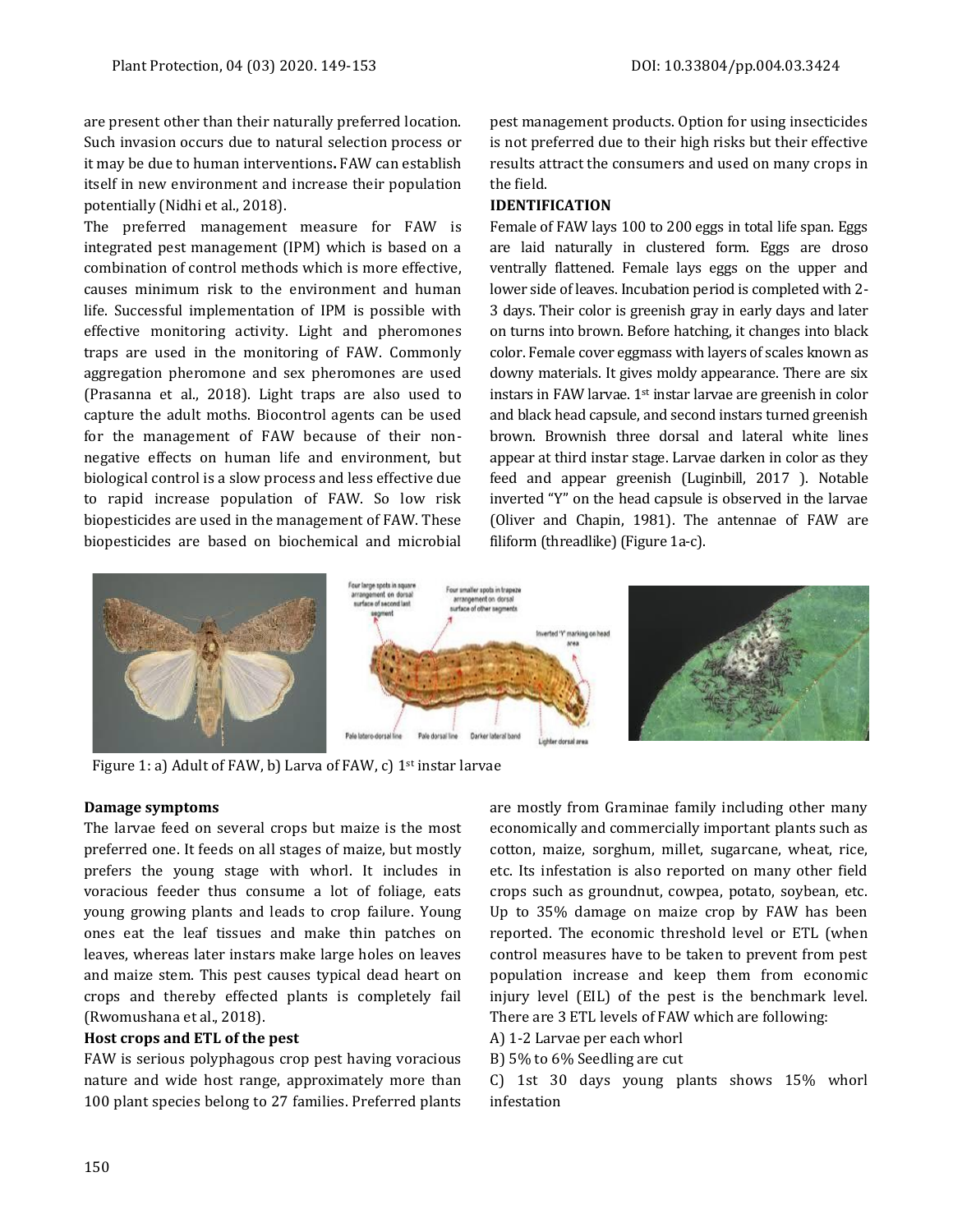are present other than their naturally preferred location. Such invasion occurs due to natural selection process or it may be due to human interventions**.** FAW can establish itself in new environment and increase their population potentially (Nidhi et al., 2018).

The preferred management measure for FAW is integrated pest management (IPM) which is based on a combination of control methods which is more effective, causes minimum risk to the environment and human life. Successful implementation of IPM is possible with effective monitoring activity. Light and pheromones traps are used in the monitoring of FAW. Commonly aggregation pheromone and sex pheromones are used (Prasanna et al., 2018). Light traps are also used to capture the adult moths. Biocontrol agents can be used for the management of FAW because of their non-negative effects on human life and environment, but biological control is a slow process and less effective due to rapid increase population of FAW. So low risk biopesticides are used in the management of FAW. These biopesticides are based on biochemical and microbial pest management products. Option for using insecticides is not preferred due to their high risks but their effective results attract the consumers and used on many crops in the field.

**IDENTIFICATION**

Female of FAW lays 100 to 200 eggs in total life span. Eggs are laid naturally in clustered form. Eggs are droso ventrally flattened. Female lays eggs on the upper and lower side of leaves. Incubation period is completed with 2-3 days. Their color is greenish gray in early days and later on turns into brown. Before hatching, it changes into black color. Female cover eggmass with layers of scales known as downy materials. It gives moldy appearance. There are six instars in FAW larvae. 1st instar larvae are greenish in color and black head capsule, and second instars turned greenish brown. Brownish three dorsal and lateral white lines appear at third instar stage. Larvae darken in color as they feed and appear greenish (Luginbill, 2017 ). Notable inverted "Y" on the head capsule is observed in the larvae (Oliver and Chapin, 1981). The antennae of FAW are filiform (threadlike) (Figure 1a-c).

Figure 1: a) Adult of FAW, b) Larva of FAW, c) 1st instar larvae

**Damage symptoms**

The larvae feed on several crops but maize is the most preferred one. It feeds on all stages of maize, but mostly prefers the young stage with whorl. It includes in voracious feeder thus consume a lot of foliage, eats young growing plants and leads to crop failure. Young ones eat the leaf tissues and make thin patches on leaves, whereas later instars make large holes on leaves and maize stem. This pest causes typical dead heart on crops and thereby effected plants is completely fail (Rwomushana et al., 2018).

**Host crops and ETL of the pest**

FAW is serious polyphagous crop pest having voracious nature and wide host range, approximately more than 100 plant species belong to 27 families. Preferred plants are mostly from Graminae family including other many economically and commercially important plants such as cotton, maize, sorghum, millet, sugarcane, wheat, rice, etc. Its infestation is also reported on many other field crops such as groundnut, cowpea, potato, soybean, etc. Up to 35% damage on maize crop by FAW has been reported. The economic threshold level or ETL (when control measures have to be taken to prevent from pest population increase and keep them from economic injury level (EIL) of the pest is the benchmark level. There are 3 ETL levels of FAW which are following:

A) 1-2 Larvae per each whorl

B) 5% to 6% Seedling are cut

C) 1st 30 days young plants shows 15% whorl infestation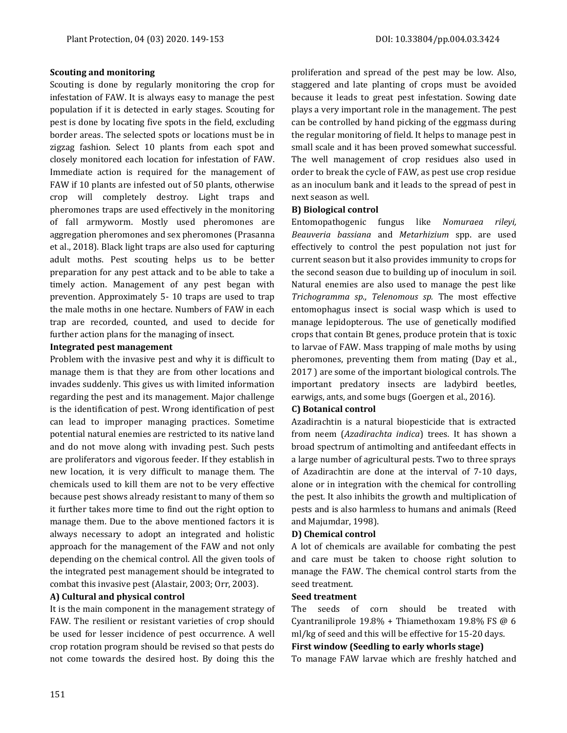**Scouting and monitoring**

Scouting is done by regularly monitoring the crop for infestation of FAW. It is always easy to manage the pest population if it is detected in early stages. Scouting for pest is done by locating five spots in the field, excluding border areas. The selected spots or locations must be in zigzag fashion. Select 10 plants from each spot and closely monitored each location for infestation of FAW. Immediate action is required for the management of FAW if 10 plants are infested out of 50 plants, otherwise crop will completely destroy. Light traps and pheromones traps are used effectively in the monitoring of fall armyworm. Mostly used pheromones are aggregation pheromones and sex pheromones (Prasanna et al., 2018). Black light traps are also used for capturing adult moths. Pest scouting helps us to be better preparation for any pest attack and to be able to take a timely action. Management of any pest began with prevention. Approximately 5- 10 traps are used to trap the male moths in one hectare. Numbers of FAW in each trap are recorded, counted, and used to decide for further action plans for the managing of insect.

**Integrated pest management**

Problem with the invasive pest and why it is difficult to manage them is that they are from other locations and invades suddenly. This gives us with limited information regarding the pest and its management. Major challenge is the identification of pest. Wrong identification of pest can lead to improper managing practices. Sometime potential natural enemies are restricted to its native land and do not move along with invading pest. Such pests are proliferators and vigorous feeder. If they establish in new location, it is very difficult to manage them. The chemicals used to kill them are not to be very effective because pest shows already resistant to many of them so it further takes more time to find out the right option to manage them. Due to the above mentioned factors it is always necessary to adopt an integrated and holistic approach for the management of the FAW and not only depending on the chemical control. All the given tools of the integrated pest management should be integrated to combat this invasive pest (Alastair, 2003; Orr, 2003).

**A) Cultural and physical control**

It is the main component in the management strategy of FAW. The resilient or resistant varieties of crop should be used for lesser incidence of pest occurrence. A well crop rotation program should be revised so that pests do not come towards the desired host. By doing this the proliferation and spread of the pest may be low. Also, staggered and late planting of crops must be avoided because it leads to great pest infestation. Sowing date plays a very important role in the management. The pest can be controlled by hand picking of the eggmass during the regular monitoring of field. It helps to manage pest in small scale and it has been proved somewhat successful. The well management of crop residues also used in order to break the cycle of FAW, as pest use crop residue as an inoculum bank and it leads to the spread of pest in next season as well.

**B) Biological control**

Entomopathogenic fungus like *Nomuraea rileyi, Beauveria bassiana* and *Metarhizium* spp. are used effectively to control the pest population not just for current season but it also provides immunity to crops for the second season due to building up of inoculum in soil. Natural enemies are also used to manage the pest like *Trichogramma sp., Telenomous sp.* The most effective entomophagus insect is social wasp which is used to manage lepidopterous. The use of genetically modified crops that contain Bt genes, produce protein that is toxic to larvae of FAW. Mass trapping of male moths by using pheromones, preventing them from mating (Day et al., 2017 ) are some of the important biological controls. The important predatory insects are ladybird beetles, earwigs, ants, and some bugs (Goergen et al., 2016).

**C) Botanical control**

Azadirachtin is a natural biopesticide that is extracted from neem (*Azadirachta indica*) trees. It has shown a broad spectrum of antimolting and antifeedant effects in a large number of agricultural pests. Two to three sprays of Azadirachtin are done at the interval of 7-10 days, alone or in integration with the chemical for controlling the pest. It also inhibits the growth and multiplication of pests and is also harmless to humans and animals (Reed and Majumdar, 1998).

**D) Chemical control**

A lot of chemicals are available for combating the pest and care must be taken to choose right solution to manage the FAW. The chemical control starts from the seed treatment.

**Seed treatment**

The seeds of corn should be treated with Cyantraniliprole 19.8% + Thiamethoxam 19.8% FS @ 6 ml/kg of seed and this will be effective for 15-20 days.

**First window (Seedling to early whorls stage)**

To manage FAW larvae which are freshly hatched and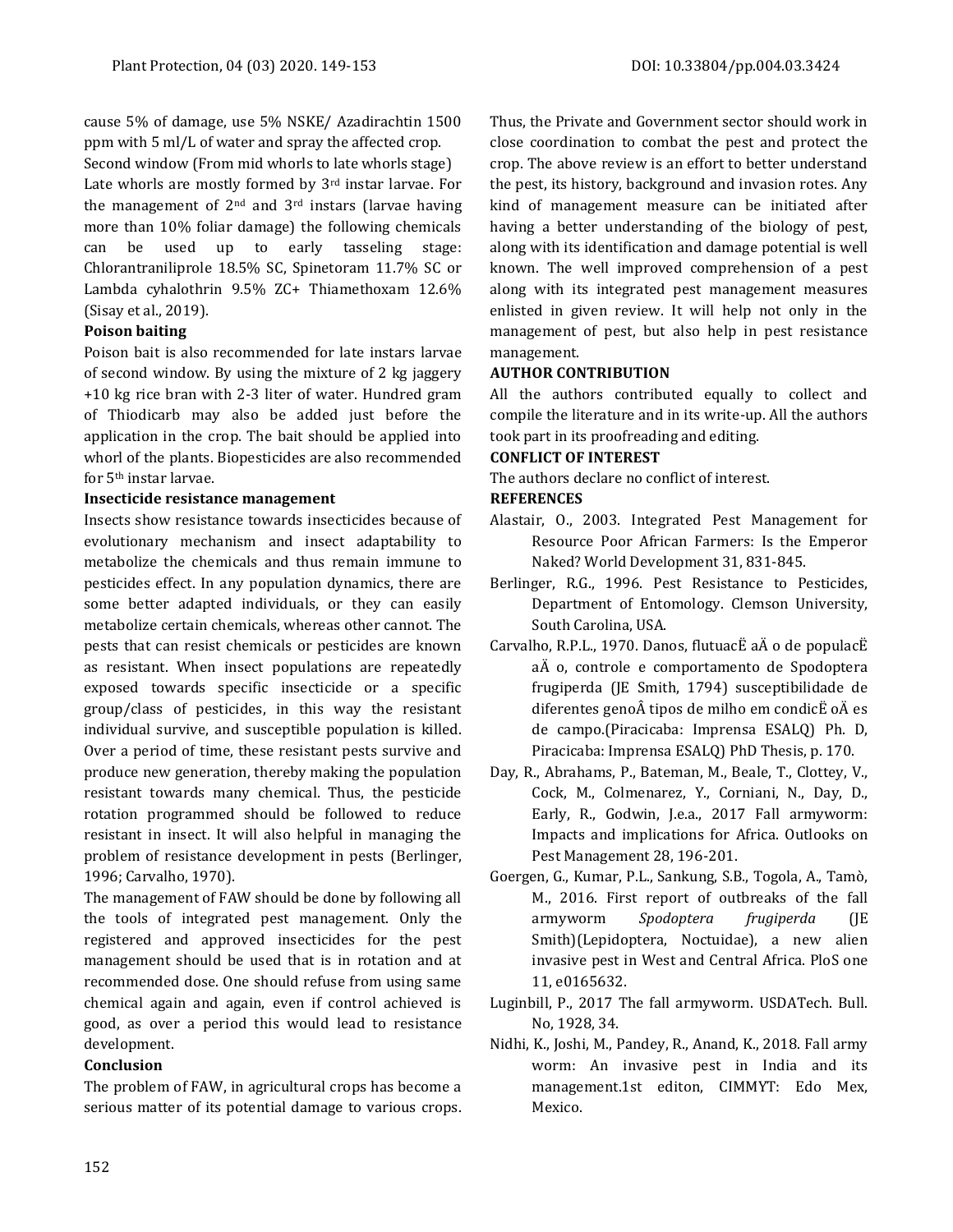cause 5% of damage, use 5% NSKE/ Azadirachtin 1500 ppm with 5 ml/L of water and spray the affected crop.

Second window (From mid whorls to late whorls stage)

Late whorls are mostly formed by 3rd instar larvae. For the management of 2nd and 3rd instars (larvae having more than 10% foliar damage) the following chemicals can be used up to early tasseling stage: Chlorantraniliprole 18.5% SC, Spinetoram 11.7% SC or Lambda cyhalothrin 9.5% ZC+ Thiamethoxam 12.6% (Sisay et al., 2019).

**Poison baiting**

Poison bait is also recommended for late instars larvae of second window. By using the mixture of 2 kg jaggery +10 kg rice bran with 2-3 liter of water. Hundred gram of Thiodicarb may also be added just before the application in the crop. The bait should be applied into whorl of the plants. Biopesticides are also recommended for 5th instar larvae.

**Insecticide resistance management**

Insects show resistance towards insecticides because of evolutionary mechanism and insect adaptability to metabolize the chemicals and thus remain immune to pesticides effect. In any population dynamics, there are some better adapted individuals, or they can easily metabolize certain chemicals, whereas other cannot. The pests that can resist chemicals or pesticides are known as resistant. When insect populations are repeatedly exposed towards specific insecticide or a specific group/class of pesticides, in this way the resistant individual survive, and susceptible population is killed. Over a period of time, these resistant pests survive and produce new generation, thereby making the population resistant towards many chemical. Thus, the pesticide rotation programmed should be followed to reduce resistant in insect. It will also helpful in managing the problem of resistance development in pests (Berlinger, 1996; Carvalho, 1970).

The management of FAW should be done by following all the tools of integrated pest management. Only the registered and approved insecticides for the pest management should be used that is in rotation and at recommended dose. One should refuse from using same chemical again and again, even if control achieved is good, as over a period this would lead to resistance development.

**Conclusion**

The problem of FAW, in agricultural crops has become a serious matter of its potential damage to various crops. Thus, the Private and Government sector should work in close coordination to combat the pest and protect the crop. The above review is an effort to better understand the pest, its history, background and invasion rotes. Any kind of management measure can be initiated after having a better understanding of the biology of pest, along with its identification and damage potential is well known. The well improved comprehension of a pest along with its integrated pest management measures enlisted in given review. It will help not only in the management of pest, but also help in pest resistance management.

**AUTHOR CONTRIBUTION**

All the authors contributed equally to collect and compile the literature and in its write-up. All the authors took part in its proofreading and editing.

**CONFLICT OF INTEREST**

The authors declare no conflict of interest.

**REFERENCES**

Alastair, O., 2003. Integrated Pest Management for Resource Poor African Farmers: Is the Emperor Naked? World Development 31, 831-845.

Berlinger, R.G., 1996. Pest Resistance to Pesticides, Department of Entomology. Clemson University, South Carolina, USA.

Carvalho, R.P.L., 1970. Danos, flutuacË aÄ o de populacË aÄ o, controle e comportamento de Spodoptera frugiperda (JE Smith, 1794) susceptibilidade de diferentes genoÂ tipos de milho em condicË oÄ es de campo.(Piracicaba: Imprensa ESALQ) Ph. D, Piracicaba: Imprensa ESALQ) PhD Thesis, p. 170.

Day, R., Abrahams, P., Bateman, M., Beale, T., Clottey, V., Cock, M., Colmenarez, Y., Corniani, N., Day, D., Early, R., Godwin, J.e.a., 2017 Fall armyworm: Impacts and implications for Africa. Outlooks on Pest Management 28, 196-201.

Goergen, G., Kumar, P.L., Sankung, S.B., Togola, A., Tamò, M., 2016. First report of outbreaks of the fall armyworm *Spodoptera frugiperda* (JE Smith)(Lepidoptera, Noctuidae), a new alien invasive pest in West and Central Africa. PloS one 11, e0165632.

Luginbill, P., 2017 The fall armyworm. USDATech. Bull. No, 1928, 34.

Nidhi, K., Joshi, M., Pandey, R., Anand, K., 2018. Fall army worm: An invasive pest in India and its management.1st editon, CIMMYT: Edo Mex, Mexico.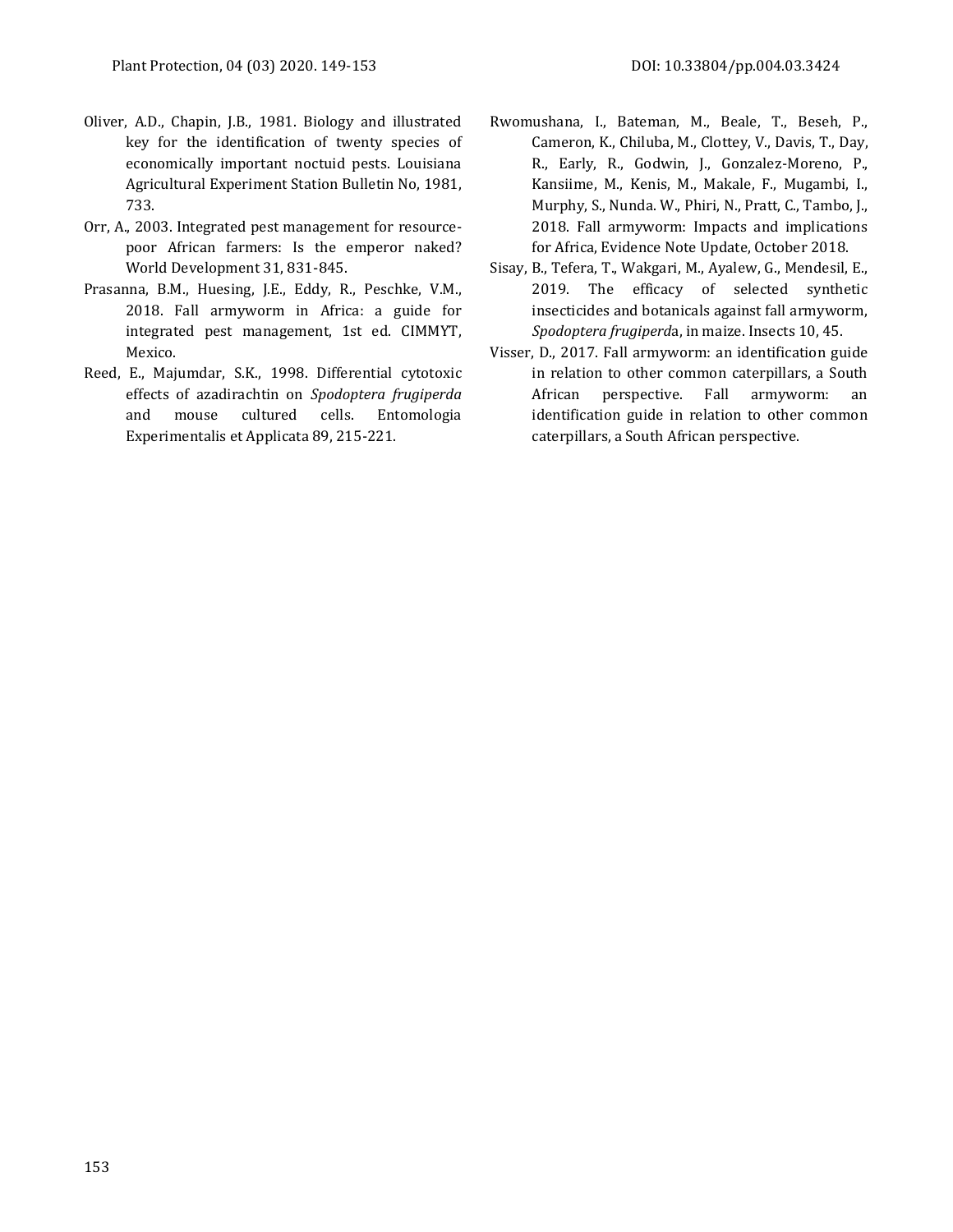Oliver, A.D., Chapin, J.B., 1981. Biology and illustrated key for the identification of twenty species of economically important noctuid pests. Louisiana Agricultural Experiment Station Bulletin No, 1981, 733.

Orr, A., 2003. Integrated pest management for resource-poor African farmers: Is the emperor naked? World Development 31, 831-845.

Prasanna, B.M., Huesing, J.E., Eddy, R., Peschke, V.M., 2018. Fall armyworm in Africa: a guide for integrated pest management, 1st ed. CIMMYT, Mexico.

Reed, E., Majumdar, S.K., 1998. Differential cytotoxic effects of azadirachtin on *Spodoptera frugiperda* and mouse cultured cells. Entomologia Experimentalis et Applicata 89, 215-221.

Rwomushana, I., Bateman, M., Beale, T., Beseh, P., Cameron, K., Chiluba, M., Clottey, V., Davis, T., Day, R., Early, R., Godwin, J., Gonzalez-Moreno, P., Kansiime, M., Kenis, M., Makale, F., Mugambi, I., Murphy, S., Nunda. W., Phiri, N., Pratt, C., Tambo, J., 2018. Fall armyworm: Impacts and implications for Africa, Evidence Note Update, October 2018.

Sisay, B., Tefera, T., Wakgari, M., Ayalew, G., Mendesil, E., 2019. The efficacy of selected synthetic insecticides and botanicals against fall armyworm, *Spodoptera frugiperd*a, in maize. Insects 10, 45.

Visser, D., 2017. Fall armyworm: an identification guide in relation to other common caterpillars, a South African perspective. Fall armyworm: an identification guide in relation to other common caterpillars, a South African perspective.